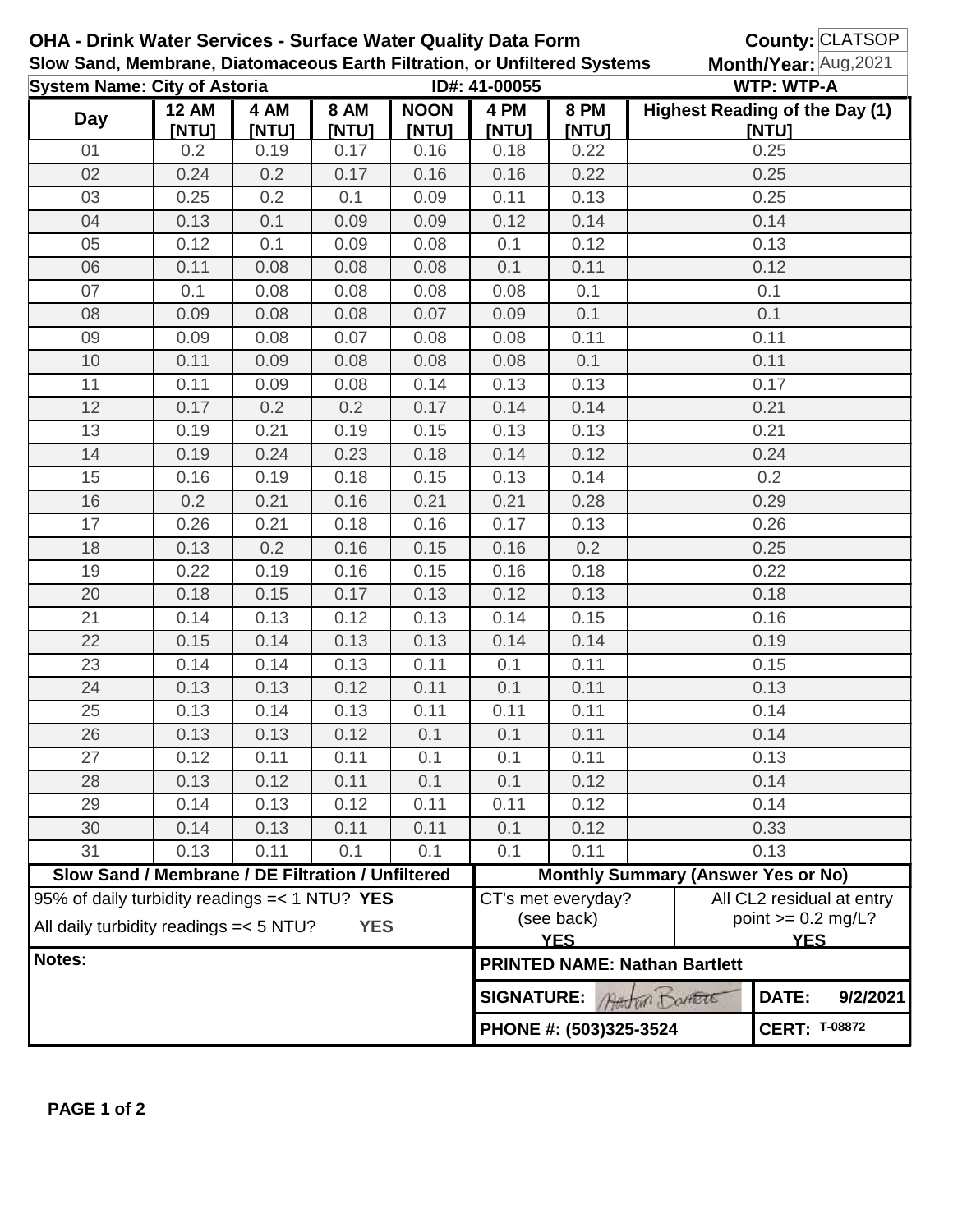**OHA - Drink Water Services - Surface Water Quality Data Form**

**Slow Sand, Membrane, Diatomaceous Earth Filtration, or Unfiltered Systems**

**County:** CLATSOP

**Month/Year:** Aug,2021

**System Name: City of Astoria** **ID#: 41-00055** **WTP: WTP-A**

| Day | 12 AM [NTU] | 4 AM [NTU] | 8 AM [NTU] | NOON [NTU] | 4 PM [NTU] | 8 PM [NTU] | Highest Reading of the Day (1) [NTU] |
|---|---|---|---|---|---|---|---|
| 01 | 0.2 | 0.19 | 0.17 | 0.16 | 0.18 | 0.22 | 0.25 |
| 02 | 0.24 | 0.2 | 0.17 | 0.16 | 0.16 | 0.22 | 0.25 |
| 03 | 0.25 | 0.2 | 0.1 | 0.09 | 0.11 | 0.13 | 0.25 |
| 04 | 0.13 | 0.1 | 0.09 | 0.09 | 0.12 | 0.14 | 0.14 |
| 05 | 0.12 | 0.1 | 0.09 | 0.08 | 0.1 | 0.12 | 0.13 |
| 06 | 0.11 | 0.08 | 0.08 | 0.08 | 0.1 | 0.11 | 0.12 |
| 07 | 0.1 | 0.08 | 0.08 | 0.08 | 0.08 | 0.1 | 0.1 |
| 08 | 0.09 | 0.08 | 0.08 | 0.07 | 0.09 | 0.1 | 0.1 |
| 09 | 0.09 | 0.08 | 0.07 | 0.08 | 0.08 | 0.11 | 0.11 |
| 10 | 0.11 | 0.09 | 0.08 | 0.08 | 0.08 | 0.1 | 0.11 |
| 11 | 0.11 | 0.09 | 0.08 | 0.14 | 0.13 | 0.13 | 0.17 |
| 12 | 0.17 | 0.2 | 0.2 | 0.17 | 0.14 | 0.14 | 0.21 |
| 13 | 0.19 | 0.21 | 0.19 | 0.15 | 0.13 | 0.13 | 0.21 |
| 14 | 0.19 | 0.24 | 0.23 | 0.18 | 0.14 | 0.12 | 0.24 |
| 15 | 0.16 | 0.19 | 0.18 | 0.15 | 0.13 | 0.14 | 0.2 |
| 16 | 0.2 | 0.21 | 0.16 | 0.21 | 0.21 | 0.28 | 0.29 |
| 17 | 0.26 | 0.21 | 0.18 | 0.16 | 0.17 | 0.13 | 0.26 |
| 18 | 0.13 | 0.2 | 0.16 | 0.15 | 0.16 | 0.2 | 0.25 |
| 19 | 0.22 | 0.19 | 0.16 | 0.15 | 0.16 | 0.18 | 0.22 |
| 20 | 0.18 | 0.15 | 0.17 | 0.13 | 0.12 | 0.13 | 0.18 |
| 21 | 0.14 | 0.13 | 0.12 | 0.13 | 0.14 | 0.15 | 0.16 |
| 22 | 0.15 | 0.14 | 0.13 | 0.13 | 0.14 | 0.14 | 0.19 |
| 23 | 0.14 | 0.14 | 0.13 | 0.11 | 0.1 | 0.11 | 0.15 |
| 24 | 0.13 | 0.13 | 0.12 | 0.11 | 0.1 | 0.11 | 0.13 |
| 25 | 0.13 | 0.14 | 0.13 | 0.11 | 0.11 | 0.11 | 0.14 |
| 26 | 0.13 | 0.13 | 0.12 | 0.1 | 0.1 | 0.11 | 0.14 |
| 27 | 0.12 | 0.11 | 0.11 | 0.1 | 0.1 | 0.11 | 0.13 |
| 28 | 0.13 | 0.12 | 0.11 | 0.1 | 0.1 | 0.12 | 0.14 |
| 29 | 0.14 | 0.13 | 0.12 | 0.11 | 0.11 | 0.12 | 0.14 |
| 30 | 0.14 | 0.13 | 0.11 | 0.11 | 0.1 | 0.12 | 0.33 |
| 31 | 0.13 | 0.11 | 0.1 | 0.1 | 0.1 | 0.11 | 0.13 |

| Slow Sand / Membrane / DE Filtration / Unfiltered | Monthly Summary (Answer Yes or No) | |
|---|---|---|
| 95% of daily turbidity readings =< 1 NTU? **YES** | CT's met everyday? (see back) **YES** | All CL2 residual at entry point >= 0.2 mg/L? **YES** |
| All daily turbidity readings =< 5 NTU? **YES** | | |

**Notes:**

**PRINTED NAME: Nathan Bartlett**

**SIGNATURE:** Nathan Bartlett **DATE:** 9/2/2021

**PHONE #: (503)325-3524** **CERT:** T-08872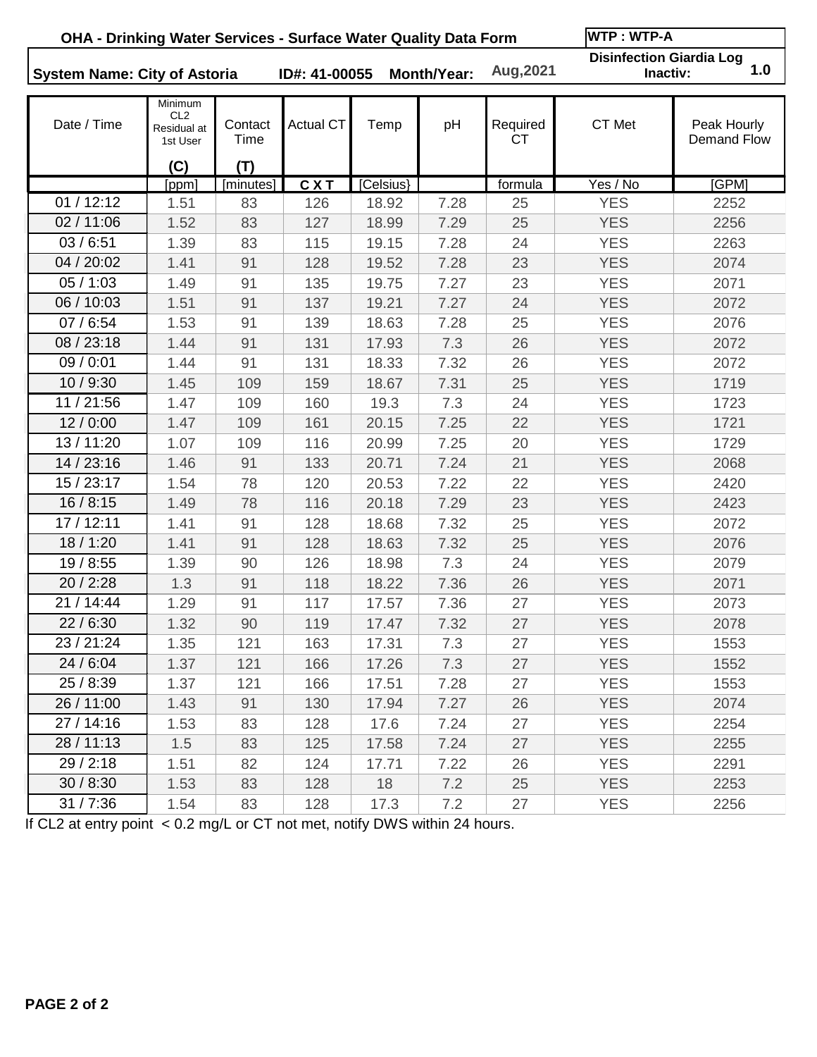**OHA - Drinking Water Services - Surface Water Quality Data Form**

**WTP : WTP-A**

**System Name: City of Astoria** **ID#: 41-00055** **Month/Year:** Aug,2021

**Disinfection Giardia Log Inactiv:** 1.0

| Date / Time | Minimum $CL_2$ Residual at 1st User (C) | Contact Time (T) | Actual CT | Temp | pH | Required CT | CT Met | Peak Hourly Demand Flow |
|---|---|---|---|---|---|---|---|---|
| | [ppm] | [minutes] | C X T | [Celsius} | | formula | Yes / No | [GPM] |
| 01 / 12:12 | 1.51 | 83 | 126 | 18.92 | 7.28 | 25 | YES | 2252 |
| 02 / 11:06 | 1.52 | 83 | 127 | 18.99 | 7.29 | 25 | YES | 2256 |
| 03 / 6:51 | 1.39 | 83 | 115 | 19.15 | 7.28 | 24 | YES | 2263 |
| 04 / 20:02 | 1.41 | 91 | 128 | 19.52 | 7.28 | 23 | YES | 2074 |
| 05 / 1:03 | 1.49 | 91 | 135 | 19.75 | 7.27 | 23 | YES | 2071 |
| 06 / 10:03 | 1.51 | 91 | 137 | 19.21 | 7.27 | 24 | YES | 2072 |
| 07 / 6:54 | 1.53 | 91 | 139 | 18.63 | 7.28 | 25 | YES | 2076 |
| 08 / 23:18 | 1.44 | 91 | 131 | 17.93 | 7.3 | 26 | YES | 2072 |
| 09 / 0:01 | 1.44 | 91 | 131 | 18.33 | 7.32 | 26 | YES | 2072 |
| 10 / 9:30 | 1.45 | 109 | 159 | 18.67 | 7.31 | 25 | YES | 1719 |
| 11 / 21:56 | 1.47 | 109 | 160 | 19.3 | 7.3 | 24 | YES | 1723 |
| 12 / 0:00 | 1.47 | 109 | 161 | 20.15 | 7.25 | 22 | YES | 1721 |
| 13 / 11:20 | 1.07 | 109 | 116 | 20.99 | 7.25 | 20 | YES | 1729 |
| 14 / 23:16 | 1.46 | 91 | 133 | 20.71 | 7.24 | 21 | YES | 2068 |
| 15 / 23:17 | 1.54 | 78 | 120 | 20.53 | 7.22 | 22 | YES | 2420 |
| 16 / 8:15 | 1.49 | 78 | 116 | 20.18 | 7.29 | 23 | YES | 2423 |
| 17 / 12:11 | 1.41 | 91 | 128 | 18.68 | 7.32 | 25 | YES | 2072 |
| 18 / 1:20 | 1.41 | 91 | 128 | 18.63 | 7.32 | 25 | YES | 2076 |
| 19 / 8:55 | 1.39 | 90 | 126 | 18.98 | 7.3 | 24 | YES | 2079 |
| 20 / 2:28 | 1.3 | 91 | 118 | 18.22 | 7.36 | 26 | YES | 2071 |
| 21 / 14:44 | 1.29 | 91 | 117 | 17.57 | 7.36 | 27 | YES | 2073 |
| 22 / 6:30 | 1.32 | 90 | 119 | 17.47 | 7.32 | 27 | YES | 2078 |
| 23 / 21:24 | 1.35 | 121 | 163 | 17.31 | 7.3 | 27 | YES | 1553 |
| 24 / 6:04 | 1.37 | 121 | 166 | 17.26 | 7.3 | 27 | YES | 1552 |
| 25 / 8:39 | 1.37 | 121 | 166 | 17.51 | 7.28 | 27 | YES | 1553 |
| 26 / 11:00 | 1.43 | 91 | 130 | 17.94 | 7.27 | 26 | YES | 2074 |
| 27 / 14:16 | 1.53 | 83 | 128 | 17.6 | 7.24 | 27 | YES | 2254 |
| 28 / 11:13 | 1.5 | 83 | 125 | 17.58 | 7.24 | 27 | YES | 2255 |
| 29 / 2:18 | 1.51 | 82 | 124 | 17.71 | 7.22 | 26 | YES | 2291 |
| 30 / 8:30 | 1.53 | 83 | 128 | 18 | 7.2 | 25 | YES | 2253 |
| 31 / 7:36 | 1.54 | 83 | 128 | 17.3 | 7.2 | 27 | YES | 2256 |

If $CL_2$ at entry point < 0.2 mg/L or CT not met, notify DWS within 24 hours.